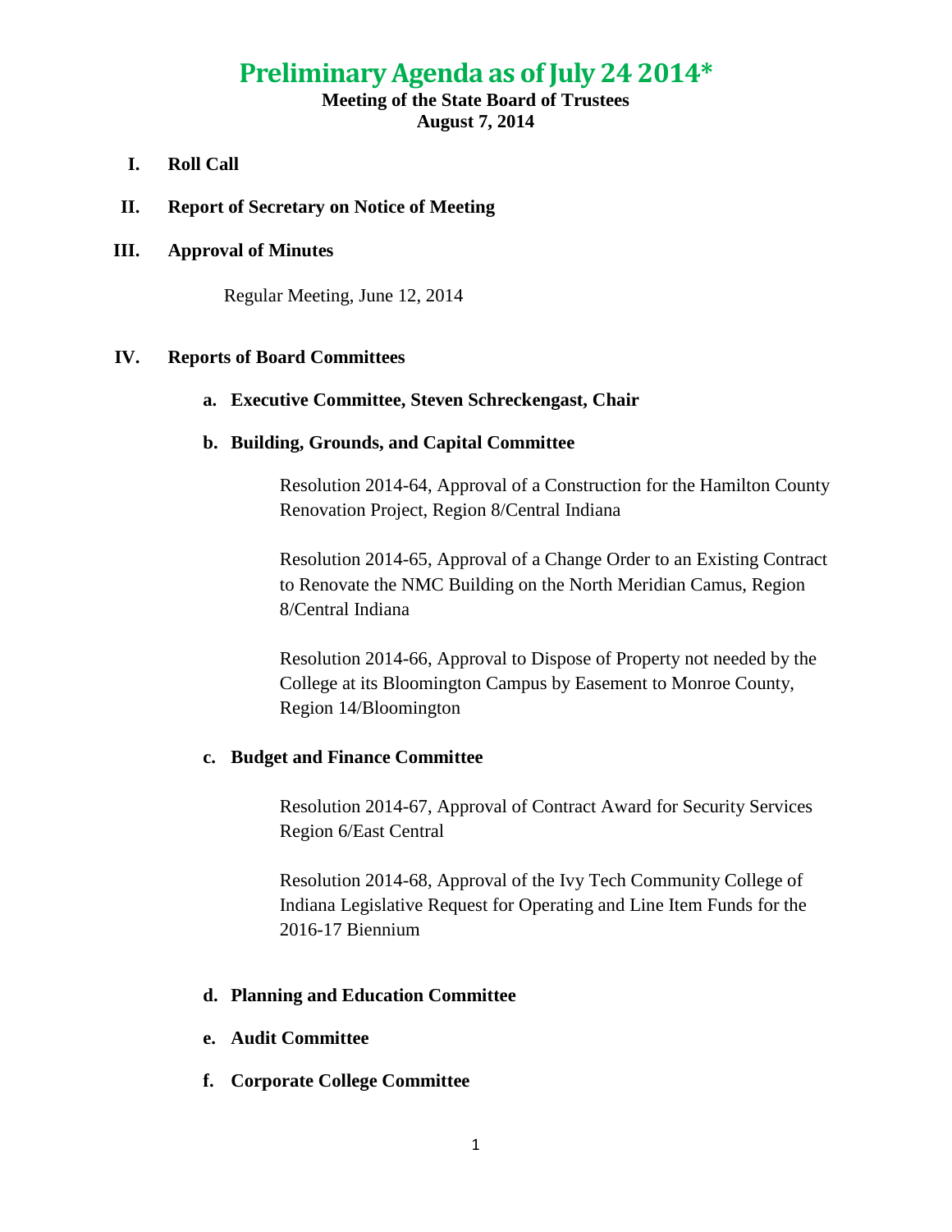# Preliminary Agenda as of July 24 2014*

**Meeting of the State Board of Trustees**
**August 7, 2014**

**I. Roll Call**

**II. Report of Secretary on Notice of Meeting**

**III. Approval of Minutes**

Regular Meeting, June 12, 2014

**IV. Reports of Board Committees**

**a. Executive Committee, Steven Schreckengast, Chair**

**b. Building, Grounds, and Capital Committee**

Resolution 2014-64, Approval of a Construction for the Hamilton County Renovation Project, Region 8/Central Indiana

Resolution 2014-65, Approval of a Change Order to an Existing Contract to Renovate the NMC Building on the North Meridian Camus, Region 8/Central Indiana

Resolution 2014-66, Approval to Dispose of Property not needed by the College at its Bloomington Campus by Easement to Monroe County, Region 14/Bloomington

**c. Budget and Finance Committee**

Resolution 2014-67, Approval of Contract Award for Security Services Region 6/East Central

Resolution 2014-68, Approval of the Ivy Tech Community College of Indiana Legislative Request for Operating and Line Item Funds for the 2016-17 Biennium

**d. Planning and Education Committee**

**e. Audit Committee**

**f. Corporate College Committee**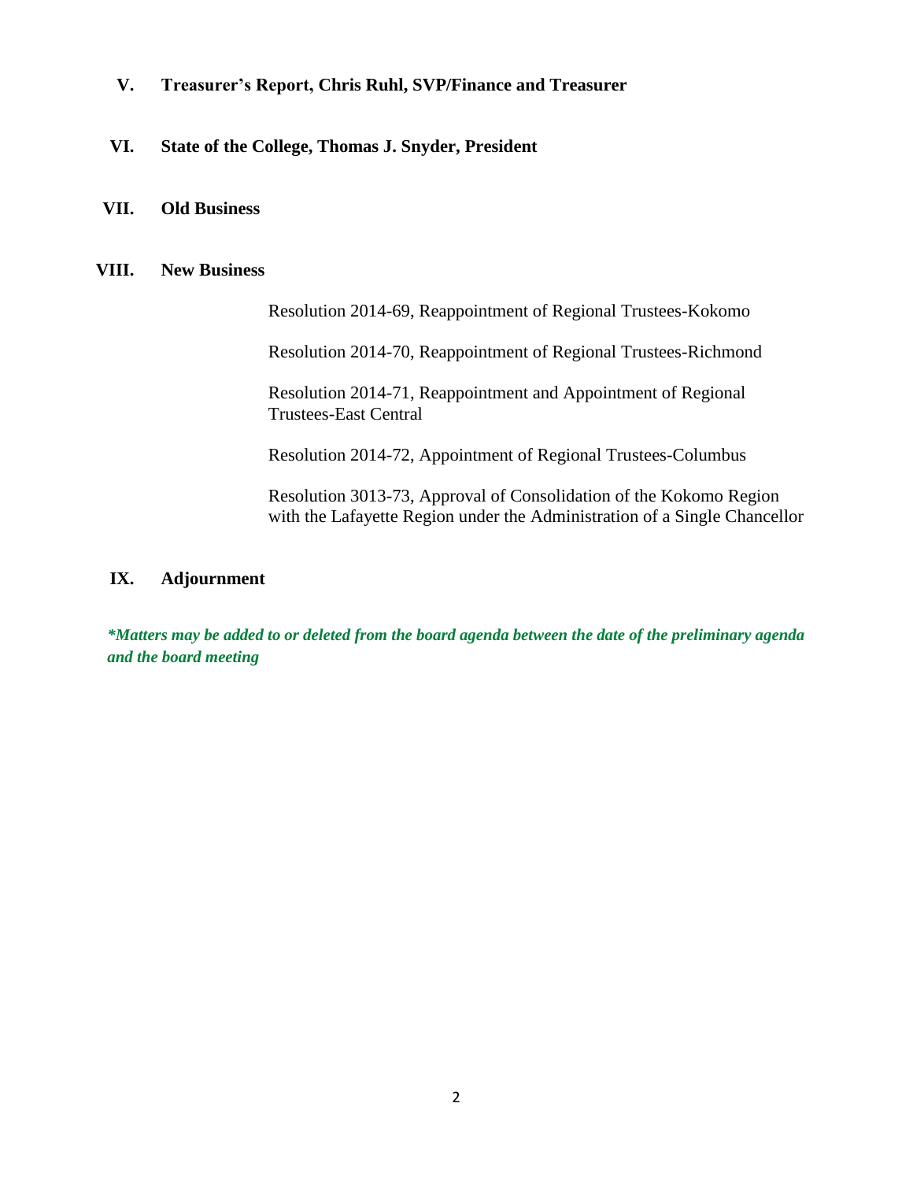**V. Treasurer's Report, Chris Ruhl, SVP/Finance and Treasurer**

**VI. State of the College, Thomas J. Snyder, President**

**VII. Old Business**

**VIII. New Business**

Resolution 2014-69, Reappointment of Regional Trustees-Kokomo

Resolution 2014-70, Reappointment of Regional Trustees-Richmond

Resolution 2014-71, Reappointment and Appointment of Regional Trustees-East Central

Resolution 2014-72, Appointment of Regional Trustees-Columbus

Resolution 3013-73, Approval of Consolidation of the Kokomo Region with the Lafayette Region under the Administration of a Single Chancellor

**IX. Adjournment**

***Matters may be added to or deleted from the board agenda between the date of the preliminary agenda and the board meeting***